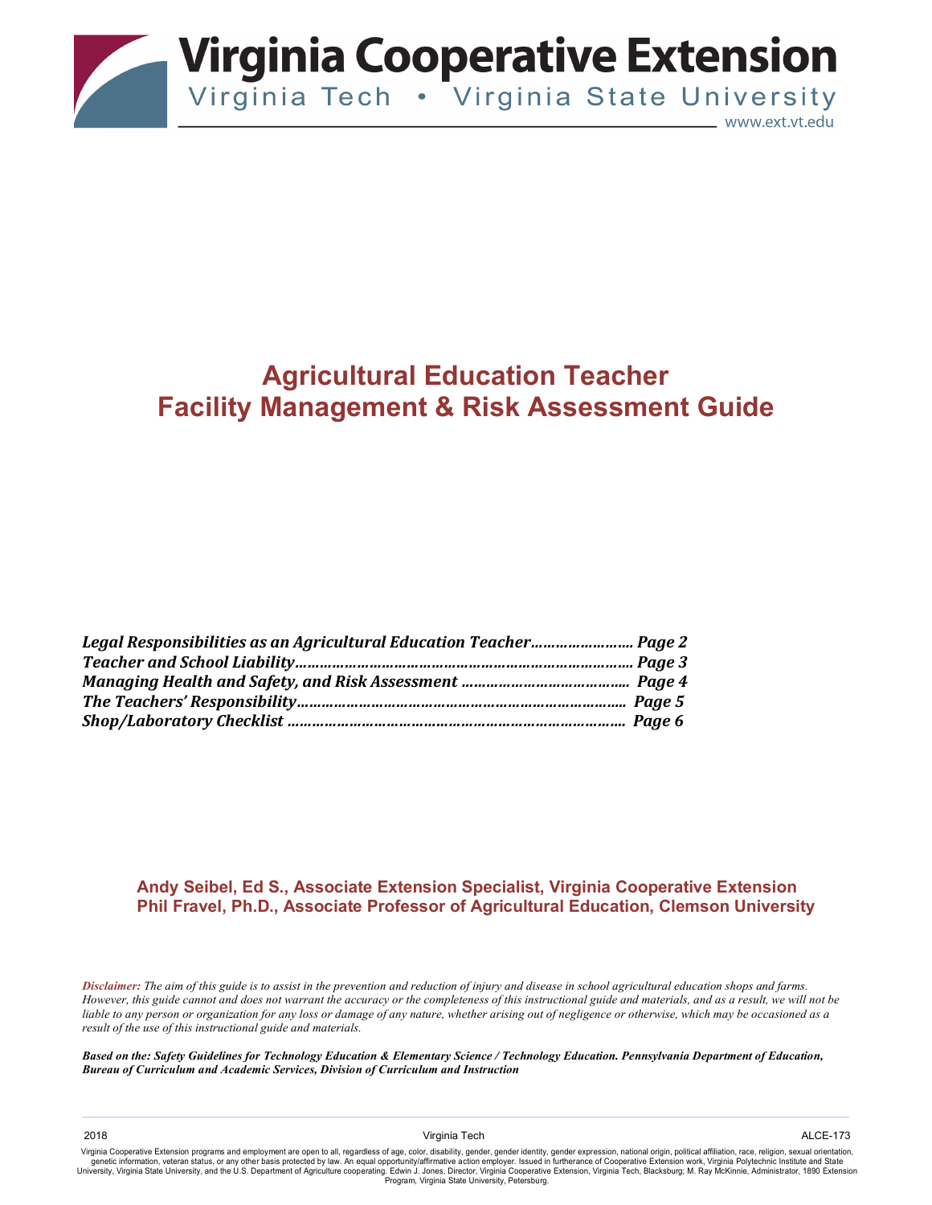# Virginia Cooperative Extension

Virginia Tech • Virginia State University

www.ext.vt.edu

# Agricultural Education Teacher
# Facility Management & Risk Assessment Guide

*Legal Responsibilities as an Agricultural Education Teacher…………………… Page 2*
*Teacher and School Liability…………………………………………………………… Page 3*
*Managing Health and Safety, and Risk Assessment …………………………… Page 4*
*The Teachers' Responsibility……………………………………………………… Page 5*
*Shop/Laboratory Checklist ……………………………………………………… Page 6*

**Andy Seibel, Ed S., Associate Extension Specialist, Virginia Cooperative Extension**
**Phil Fravel, Ph.D., Associate Professor of Agricultural Education, Clemson University**

***Disclaimer:*** *The aim of this guide is to assist in the prevention and reduction of injury and disease in school agricultural education shops and farms. However, this guide cannot and does not warrant the accuracy or the completeness of this instructional guide and materials, and as a result, we will not be liable to any person or organization for any loss or damage of any nature, whether arising out of negligence or otherwise, which may be occasioned as a result of the use of this instructional guide and materials.*

***Based on the: Safety Guidelines for Technology Education & Elementary Science / Technology Education. Pennsylvania Department of Education, Bureau of Curriculum and Academic Services, Division of Curriculum and Instruction***

2018 Virginia Tech ALCE-173

Virginia Cooperative Extension programs and employment are open to all, regardless of age, color, disability, gender, gender identity, gender expression, national origin, political affiliation, race, religion, sexual orientation, genetic information, veteran status, or any other basis protected by law. An equal opportunity/affirmative action employer. Issued in furtherance of Cooperative Extension work, Virginia Polytechnic Institute and State University, Virginia State University, and the U.S. Department of Agriculture cooperating. Edwin J. Jones, Director, Virginia Cooperative Extension, Virginia Tech, Blacksburg; M. Ray McKinnie, Administrator, 1890 Extension Program, Virginia State University, Petersburg.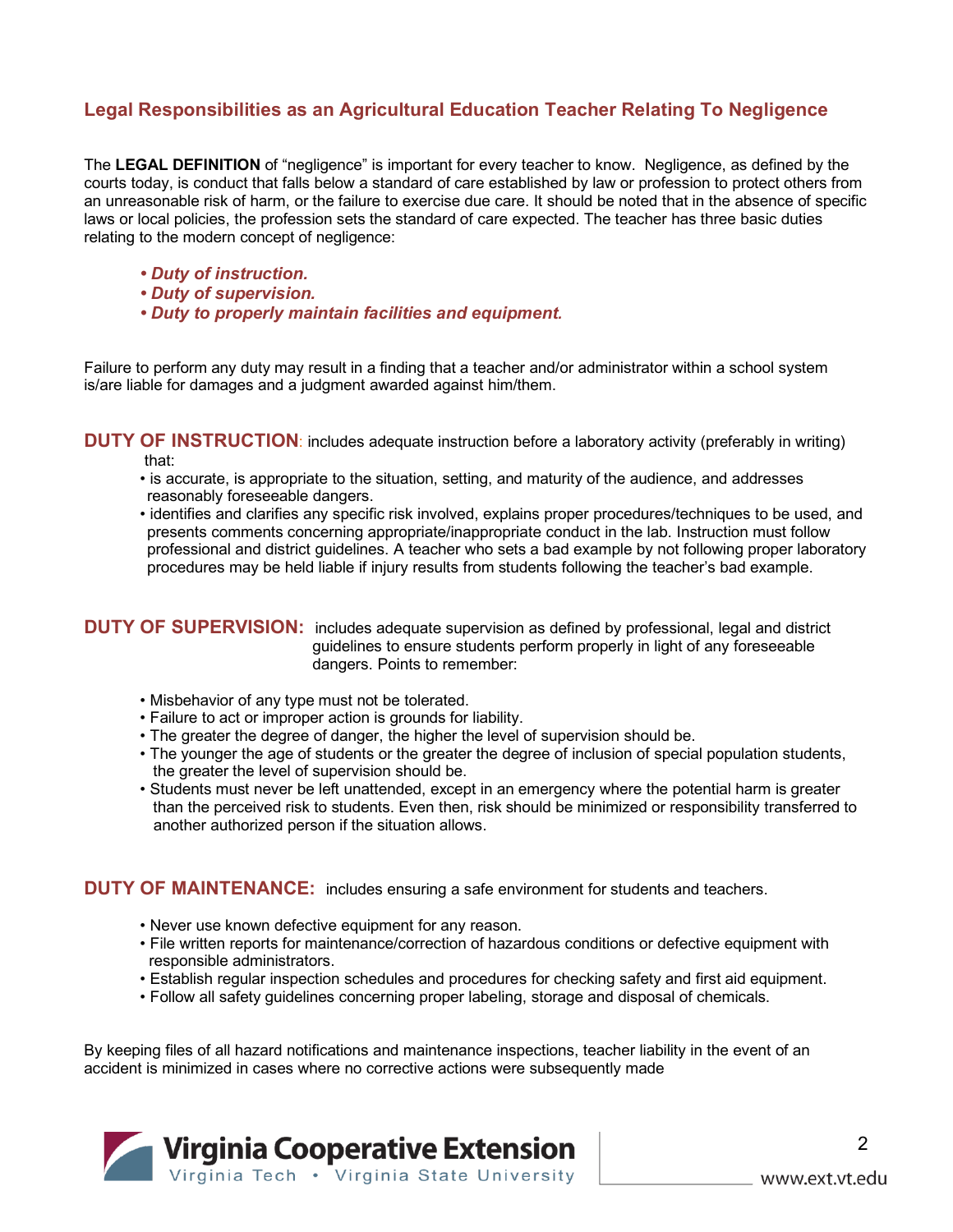## Legal Responsibilities as an Agricultural Education Teacher Relating To Negligence

The **LEGAL DEFINITION** of “negligence” is important for every teacher to know. Negligence, as defined by the courts today, is conduct that falls below a standard of care established by law or profession to protect others from an unreasonable risk of harm, or the failure to exercise due care. It should be noted that in the absence of specific laws or local policies, the profession sets the standard of care expected. The teacher has three basic duties relating to the modern concept of negligence:

- ***Duty of instruction.***
- ***Duty of supervision.***
- ***Duty to properly maintain facilities and equipment.***

Failure to perform any duty may result in a finding that a teacher and/or administrator within a school system is/are liable for damages and a judgment awarded against him/them.

**DUTY OF INSTRUCTION**: includes adequate instruction before a laboratory activity (preferably in writing) that:

- is accurate, is appropriate to the situation, setting, and maturity of the audience, and addresses reasonably foreseeable dangers.
- identifies and clarifies any specific risk involved, explains proper procedures/techniques to be used, and presents comments concerning appropriate/inappropriate conduct in the lab. Instruction must follow professional and district guidelines. A teacher who sets a bad example by not following proper laboratory procedures may be held liable if injury results from students following the teacher’s bad example.

**DUTY OF SUPERVISION:** includes adequate supervision as defined by professional, legal and district guidelines to ensure students perform properly in light of any foreseeable dangers. Points to remember:

- Misbehavior of any type must not be tolerated.
- Failure to act or improper action is grounds for liability.
- The greater the degree of danger, the higher the level of supervision should be.
- The younger the age of students or the greater the degree of inclusion of special population students, the greater the level of supervision should be.
- Students must never be left unattended, except in an emergency where the potential harm is greater than the perceived risk to students. Even then, risk should be minimized or responsibility transferred to another authorized person if the situation allows.

**DUTY OF MAINTENANCE:** includes ensuring a safe environment for students and teachers.

- Never use known defective equipment for any reason.
- File written reports for maintenance/correction of hazardous conditions or defective equipment with responsible administrators.
- Establish regular inspection schedules and procedures for checking safety and first aid equipment.
- Follow all safety guidelines concerning proper labeling, storage and disposal of chemicals.

By keeping files of all hazard notifications and maintenance inspections, teacher liability in the event of an accident is minimized in cases where no corrective actions were subsequently made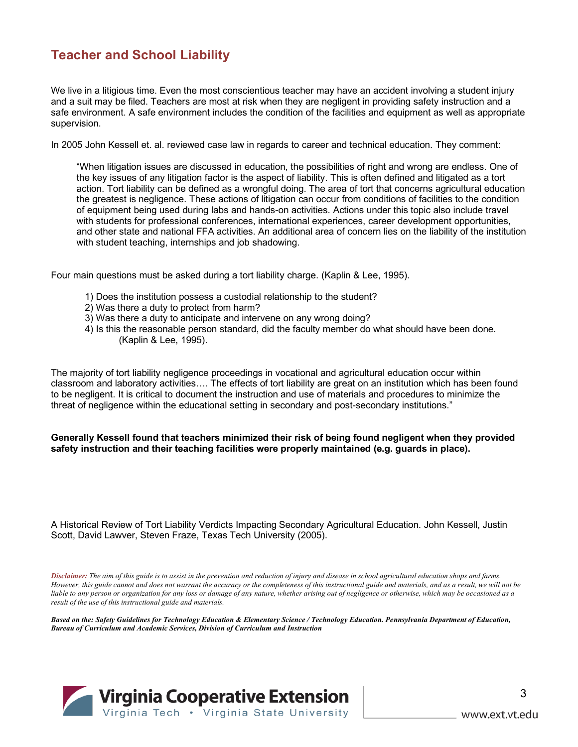## Teacher and School Liability

We live in a litigious time. Even the most conscientious teacher may have an accident involving a student injury and a suit may be filed. Teachers are most at risk when they are negligent in providing safety instruction and a safe environment. A safe environment includes the condition of the facilities and equipment as well as appropriate supervision.

In 2005 John Kessell et. al. reviewed case law in regards to career and technical education. They comment:

> "When litigation issues are discussed in education, the possibilities of right and wrong are endless. One of the key issues of any litigation factor is the aspect of liability. This is often defined and litigated as a tort action. Tort liability can be defined as a wrongful doing. The area of tort that concerns agricultural education the greatest is negligence. These actions of litigation can occur from conditions of facilities to the condition of equipment being used during labs and hands-on activities. Actions under this topic also include travel with students for professional conferences, international experiences, career development opportunities, and other state and national FFA activities. An additional area of concern lies on the liability of the institution with student teaching, internships and job shadowing.

Four main questions must be asked during a tort liability charge. (Kaplin & Lee, 1995).

1) Does the institution possess a custodial relationship to the student?
2) Was there a duty to protect from harm?
3) Was there a duty to anticipate and intervene on any wrong doing?
4) Is this the reasonable person standard, did the faculty member do what should have been done. (Kaplin & Lee, 1995).

The majority of tort liability negligence proceedings in vocational and agricultural education occur within classroom and laboratory activities…. The effects of tort liability are great on an institution which has been found to be negligent. It is critical to document the instruction and use of materials and procedures to minimize the threat of negligence within the educational setting in secondary and post-secondary institutions."

**Generally Kessell found that teachers minimized their risk of being found negligent when they provided safety instruction and their teaching facilities were properly maintained (e.g. guards in place).**

A Historical Review of Tort Liability Verdicts Impacting Secondary Agricultural Education. John Kessell, Justin Scott, David Lawver, Steven Fraze, Texas Tech University (2005).

***Disclaimer:** The aim of this guide is to assist in the prevention and reduction of injury and disease in school agricultural education shops and farms. However, this guide cannot and does not warrant the accuracy or the completeness of this instructional guide and materials, and as a result, we will not be liable to any person or organization for any loss or damage of any nature, whether arising out of negligence or otherwise, which may be occasioned as a result of the use of this instructional guide and materials.*

***Based on the: Safety Guidelines for Technology Education & Elementary Science / Technology Education. Pennsylvania Department of Education, Bureau of Curriculum and Academic Services, Division of Curriculum and Instruction***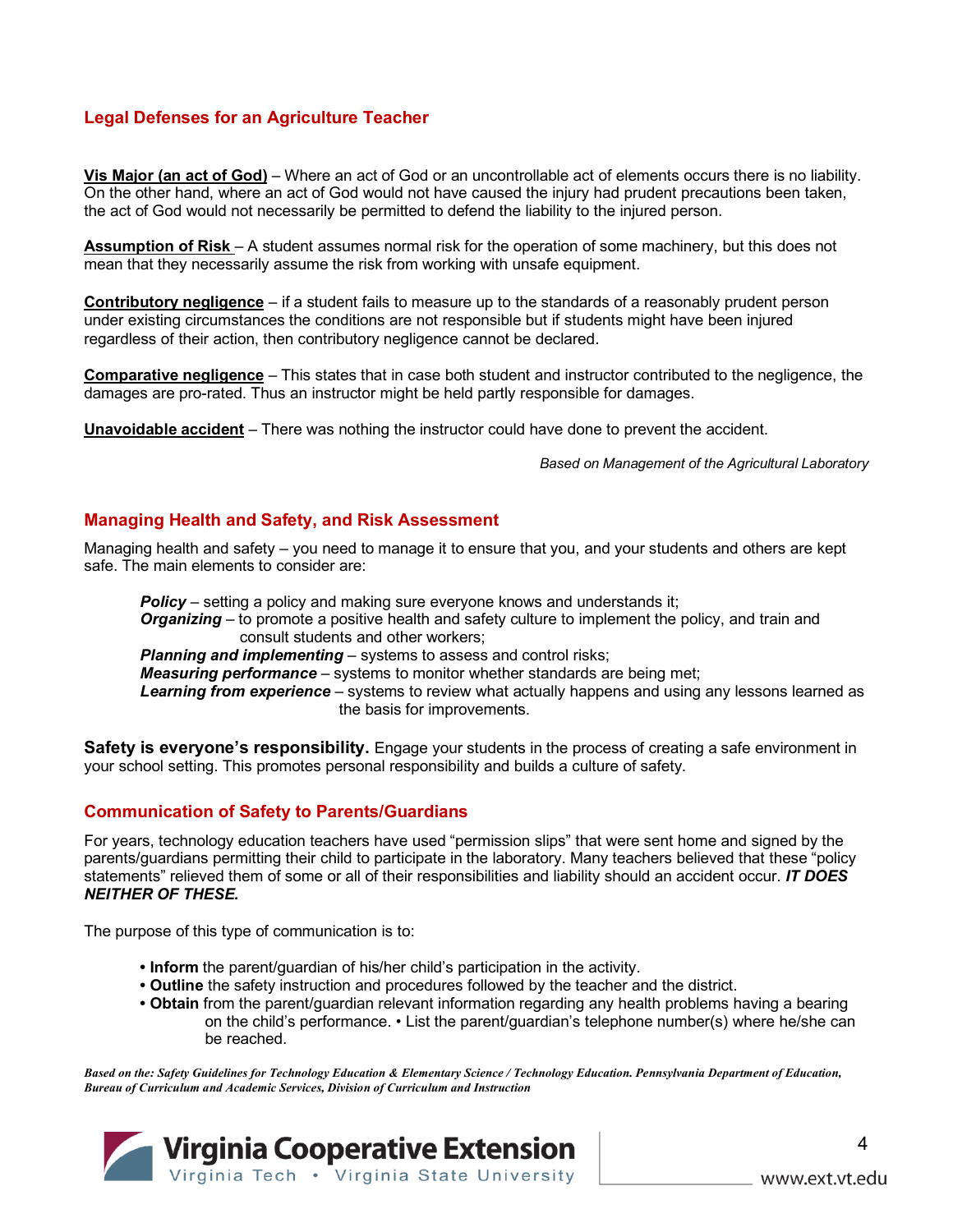## Legal Defenses for an Agriculture Teacher

**Vis Major (an act of God)** – Where an act of God or an uncontrollable act of elements occurs there is no liability. On the other hand, where an act of God would not have caused the injury had prudent precautions been taken, the act of God would not necessarily be permitted to defend the liability to the injured person.

**Assumption of Risk** – A student assumes normal risk for the operation of some machinery, but this does not mean that they necessarily assume the risk from working with unsafe equipment.

**Contributory negligence** – if a student fails to measure up to the standards of a reasonably prudent person under existing circumstances the conditions are not responsible but if students might have been injured regardless of their action, then contributory negligence cannot be declared.

**Comparative negligence** – This states that in case both student and instructor contributed to the negligence, the damages are pro-rated. Thus an instructor might be held partly responsible for damages.

**Unavoidable accident** – There was nothing the instructor could have done to prevent the accident.

*Based on Management of the Agricultural Laboratory*

## Managing Health and Safety, and Risk Assessment

Managing health and safety – you need to manage it to ensure that you, and your students and others are kept safe. The main elements to consider are:

***Policy*** – setting a policy and making sure everyone knows and understands it;
***Organizing*** – to promote a positive health and safety culture to implement the policy, and train and consult students and other workers;
***Planning and implementing*** – systems to assess and control risks;
***Measuring performance*** – systems to monitor whether standards are being met;
***Learning from experience*** – systems to review what actually happens and using any lessons learned as the basis for improvements.

**Safety is everyone's responsibility.** Engage your students in the process of creating a safe environment in your school setting. This promotes personal responsibility and builds a culture of safety.

## Communication of Safety to Parents/Guardians

For years, technology education teachers have used "permission slips" that were sent home and signed by the parents/guardians permitting their child to participate in the laboratory. Many teachers believed that these "policy statements" relieved them of some or all of their responsibilities and liability should an accident occur. ***IT DOES NEITHER OF THESE.***

The purpose of this type of communication is to:

- **Inform** the parent/guardian of his/her child's participation in the activity.
- **Outline** the safety instruction and procedures followed by the teacher and the district.
- **Obtain** from the parent/guardian relevant information regarding any health problems having a bearing on the child's performance. • List the parent/guardian's telephone number(s) where he/she can be reached.

***Based on the: Safety Guidelines for Technology Education & Elementary Science / Technology Education. Pennsylvania Department of Education, Bureau of Curriculum and Academic Services, Division of Curriculum and Instruction***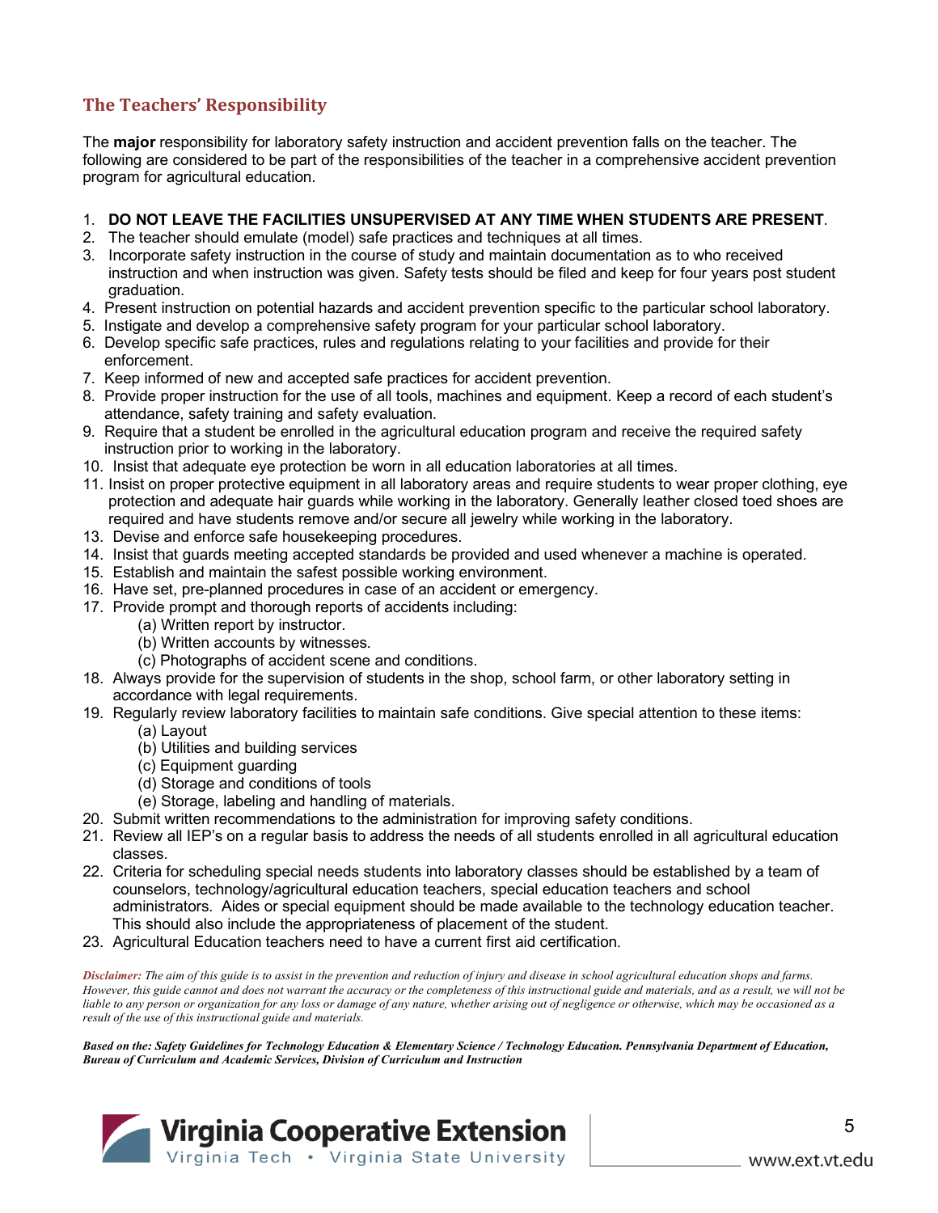## The Teachers' Responsibility

The **major** responsibility for laboratory safety instruction and accident prevention falls on the teacher. The following are considered to be part of the responsibilities of the teacher in a comprehensive accident prevention program for agricultural education.

1. **DO NOT LEAVE THE FACILITIES UNSUPERVISED AT ANY TIME WHEN STUDENTS ARE PRESENT**.
2. The teacher should emulate (model) safe practices and techniques at all times.
3. Incorporate safety instruction in the course of study and maintain documentation as to who received instruction and when instruction was given. Safety tests should be filed and keep for four years post student graduation.
4. Present instruction on potential hazards and accident prevention specific to the particular school laboratory.
5. Instigate and develop a comprehensive safety program for your particular school laboratory.
6. Develop specific safe practices, rules and regulations relating to your facilities and provide for their enforcement.
7. Keep informed of new and accepted safe practices for accident prevention.
8. Provide proper instruction for the use of all tools, machines and equipment. Keep a record of each student's attendance, safety training and safety evaluation.
9. Require that a student be enrolled in the agricultural education program and receive the required safety instruction prior to working in the laboratory.
10. Insist that adequate eye protection be worn in all education laboratories at all times.
11. Insist on proper protective equipment in all laboratory areas and require students to wear proper clothing, eye protection and adequate hair guards while working in the laboratory. Generally leather closed toed shoes are required and have students remove and/or secure all jewelry while working in the laboratory.
13. Devise and enforce safe housekeeping procedures.
14. Insist that guards meeting accepted standards be provided and used whenever a machine is operated.
15. Establish and maintain the safest possible working environment.
16. Have set, pre-planned procedures in case of an accident or emergency.
17. Provide prompt and thorough reports of accidents including:
    (a) Written report by instructor.
    (b) Written accounts by witnesses.
    (c) Photographs of accident scene and conditions.
18. Always provide for the supervision of students in the shop, school farm, or other laboratory setting in accordance with legal requirements.
19. Regularly review laboratory facilities to maintain safe conditions. Give special attention to these items:
    (a) Layout
    (b) Utilities and building services
    (c) Equipment guarding
    (d) Storage and conditions of tools
    (e) Storage, labeling and handling of materials.
20. Submit written recommendations to the administration for improving safety conditions.
21. Review all IEP's on a regular basis to address the needs of all students enrolled in all agricultural education classes.
22. Criteria for scheduling special needs students into laboratory classes should be established by a team of counselors, technology/agricultural education teachers, special education teachers and school administrators. Aides or special equipment should be made available to the technology education teacher. This should also include the appropriateness of placement of the student.
23. Agricultural Education teachers need to have a current first aid certification.

***Disclaimer:*** *The aim of this guide is to assist in the prevention and reduction of injury and disease in school agricultural education shops and farms. However, this guide cannot and does not warrant the accuracy or the completeness of this instructional guide and materials, and as a result, we will not be liable to any person or organization for any loss or damage of any nature, whether arising out of negligence or otherwise, which may be occasioned as a result of the use of this instructional guide and materials.*

***Based on the: Safety Guidelines for Technology Education & Elementary Science / Technology Education. Pennsylvania Department of Education, Bureau of Curriculum and Academic Services, Division of Curriculum and Instruction***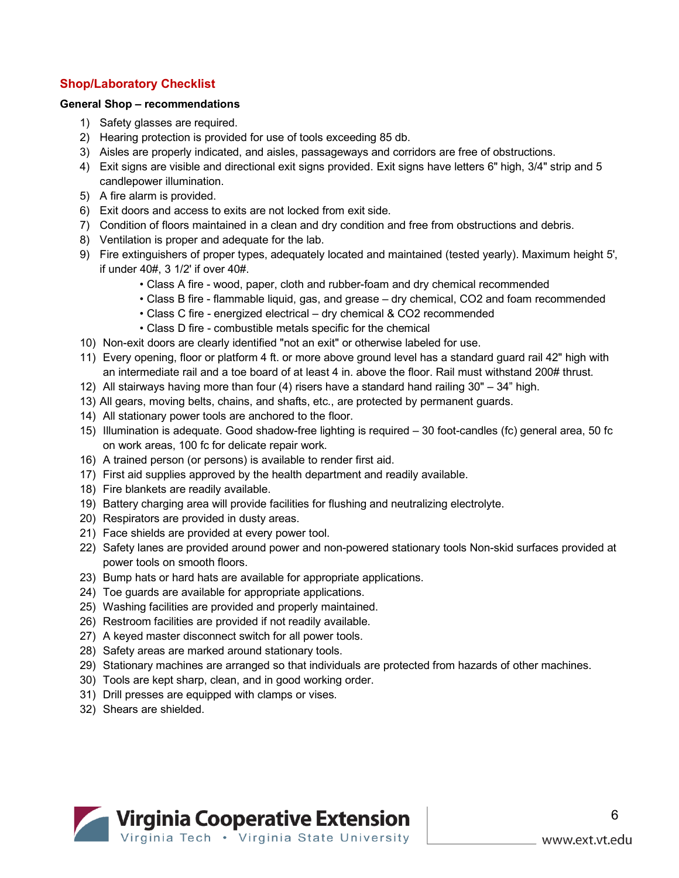## Shop/Laboratory Checklist

**General Shop – recommendations**

1) Safety glasses are required.
2) Hearing protection is provided for use of tools exceeding 85 db.
3) Aisles are properly indicated, and aisles, passageways and corridors are free of obstructions.
4) Exit signs are visible and directional exit signs provided. Exit signs have letters 6" high, 3/4" strip and 5 candlepower illumination.
5) A fire alarm is provided.
6) Exit doors and access to exits are not locked from exit side.
7) Condition of floors maintained in a clean and dry condition and free from obstructions and debris.
8) Ventilation is proper and adequate for the lab.
9) Fire extinguishers of proper types, adequately located and maintained (tested yearly). Maximum height 5', if under 40#, 3 1/2' if over 40#.
   - Class A fire - wood, paper, cloth and rubber-foam and dry chemical recommended
   - Class B fire - flammable liquid, gas, and grease – dry chemical, CO2 and foam recommended
   - Class C fire - energized electrical – dry chemical & CO2 recommended
   - Class D fire - combustible metals specific for the chemical
10) Non-exit doors are clearly identified "not an exit" or otherwise labeled for use.
11) Every opening, floor or platform 4 ft. or more above ground level has a standard guard rail 42" high with an intermediate rail and a toe board of at least 4 in. above the floor. Rail must withstand 200# thrust.
12) All stairways having more than four (4) risers have a standard hand railing 30" – 34" high.
13) All gears, moving belts, chains, and shafts, etc., are protected by permanent guards.
14) All stationary power tools are anchored to the floor.
15) Illumination is adequate. Good shadow-free lighting is required – 30 foot-candles (fc) general area, 50 fc on work areas, 100 fc for delicate repair work.
16) A trained person (or persons) is available to render first aid.
17) First aid supplies approved by the health department and readily available.
18) Fire blankets are readily available.
19) Battery charging area will provide facilities for flushing and neutralizing electrolyte.
20) Respirators are provided in dusty areas.
21) Face shields are provided at every power tool.
22) Safety lanes are provided around power and non-powered stationary tools Non-skid surfaces provided at power tools on smooth floors.
23) Bump hats or hard hats are available for appropriate applications.
24) Toe guards are available for appropriate applications.
25) Washing facilities are provided and properly maintained.
26) Restroom facilities are provided if not readily available.
27) A keyed master disconnect switch for all power tools.
28) Safety areas are marked around stationary tools.
29) Stationary machines are arranged so that individuals are protected from hazards of other machines.
30) Tools are kept sharp, clean, and in good working order.
31) Drill presses are equipped with clamps or vises.
32) Shears are shielded.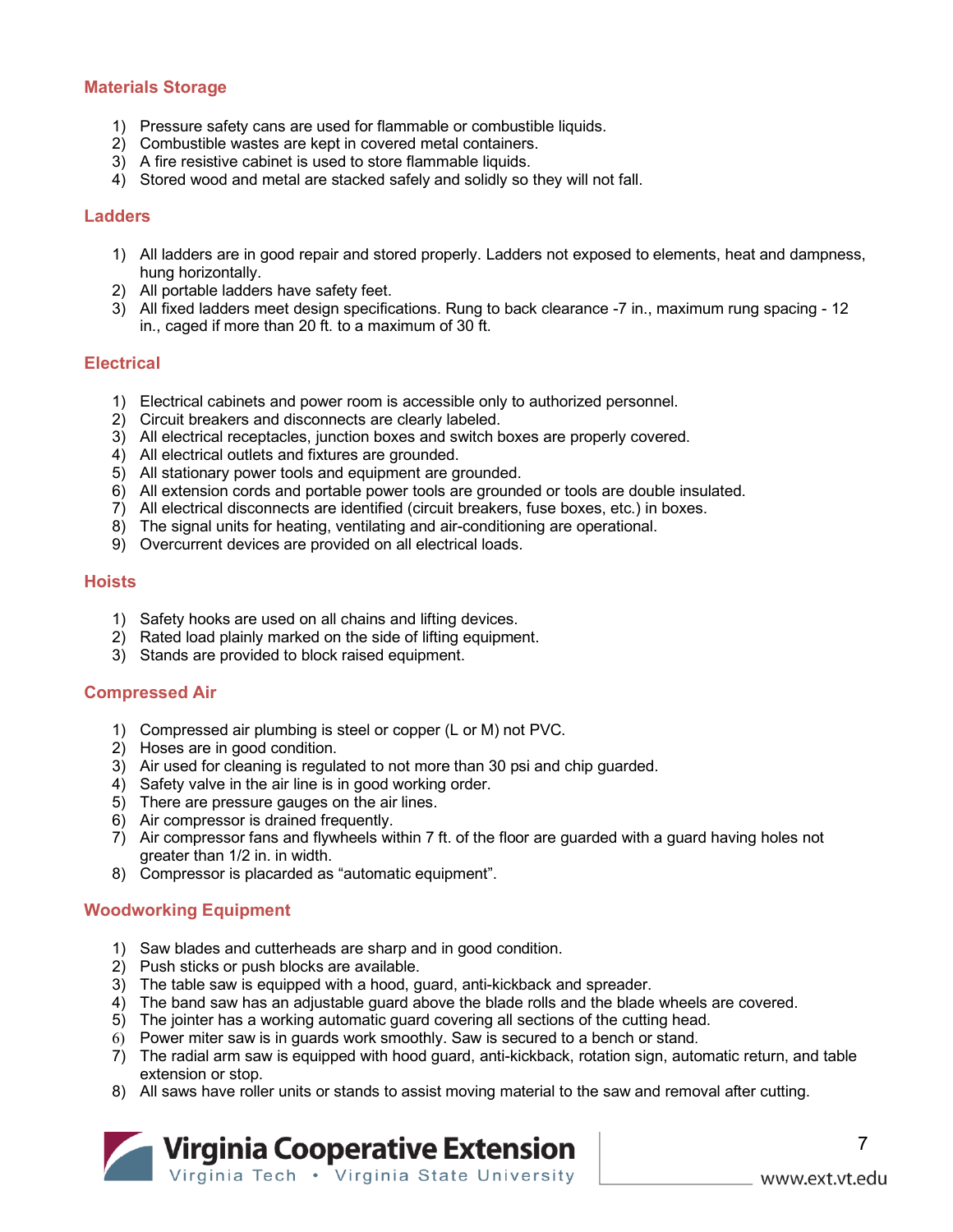## Materials Storage

1) Pressure safety cans are used for flammable or combustible liquids.
2) Combustible wastes are kept in covered metal containers.
3) A fire resistive cabinet is used to store flammable liquids.
4) Stored wood and metal are stacked safely and solidly so they will not fall.

## Ladders

1) All ladders are in good repair and stored properly. Ladders not exposed to elements, heat and dampness, hung horizontally.
2) All portable ladders have safety feet.
3) All fixed ladders meet design specifications. Rung to back clearance -7 in., maximum rung spacing - 12 in., caged if more than 20 ft. to a maximum of 30 ft.

## Electrical

1) Electrical cabinets and power room is accessible only to authorized personnel.
2) Circuit breakers and disconnects are clearly labeled.
3) All electrical receptacles, junction boxes and switch boxes are properly covered.
4) All electrical outlets and fixtures are grounded.
5) All stationary power tools and equipment are grounded.
6) All extension cords and portable power tools are grounded or tools are double insulated.
7) All electrical disconnects are identified (circuit breakers, fuse boxes, etc.) in boxes.
8) The signal units for heating, ventilating and air-conditioning are operational.
9) Overcurrent devices are provided on all electrical loads.

## Hoists

1) Safety hooks are used on all chains and lifting devices.
2) Rated load plainly marked on the side of lifting equipment.
3) Stands are provided to block raised equipment.

## Compressed Air

1) Compressed air plumbing is steel or copper (L or M) not PVC.
2) Hoses are in good condition.
3) Air used for cleaning is regulated to not more than 30 psi and chip guarded.
4) Safety valve in the air line is in good working order.
5) There are pressure gauges on the air lines.
6) Air compressor is drained frequently.
7) Air compressor fans and flywheels within 7 ft. of the floor are guarded with a guard having holes not greater than 1/2 in. in width.
8) Compressor is placarded as "automatic equipment".

## Woodworking Equipment

1) Saw blades and cutterheads are sharp and in good condition.
2) Push sticks or push blocks are available.
3) The table saw is equipped with a hood, guard, anti-kickback and spreader.
4) The band saw has an adjustable guard above the blade rolls and the blade wheels are covered.
5) The jointer has a working automatic guard covering all sections of the cutting head.
6) Power miter saw is in guards work smoothly. Saw is secured to a bench or stand.
7) The radial arm saw is equipped with hood guard, anti-kickback, rotation sign, automatic return, and table extension or stop.
8) All saws have roller units or stands to assist moving material to the saw and removal after cutting.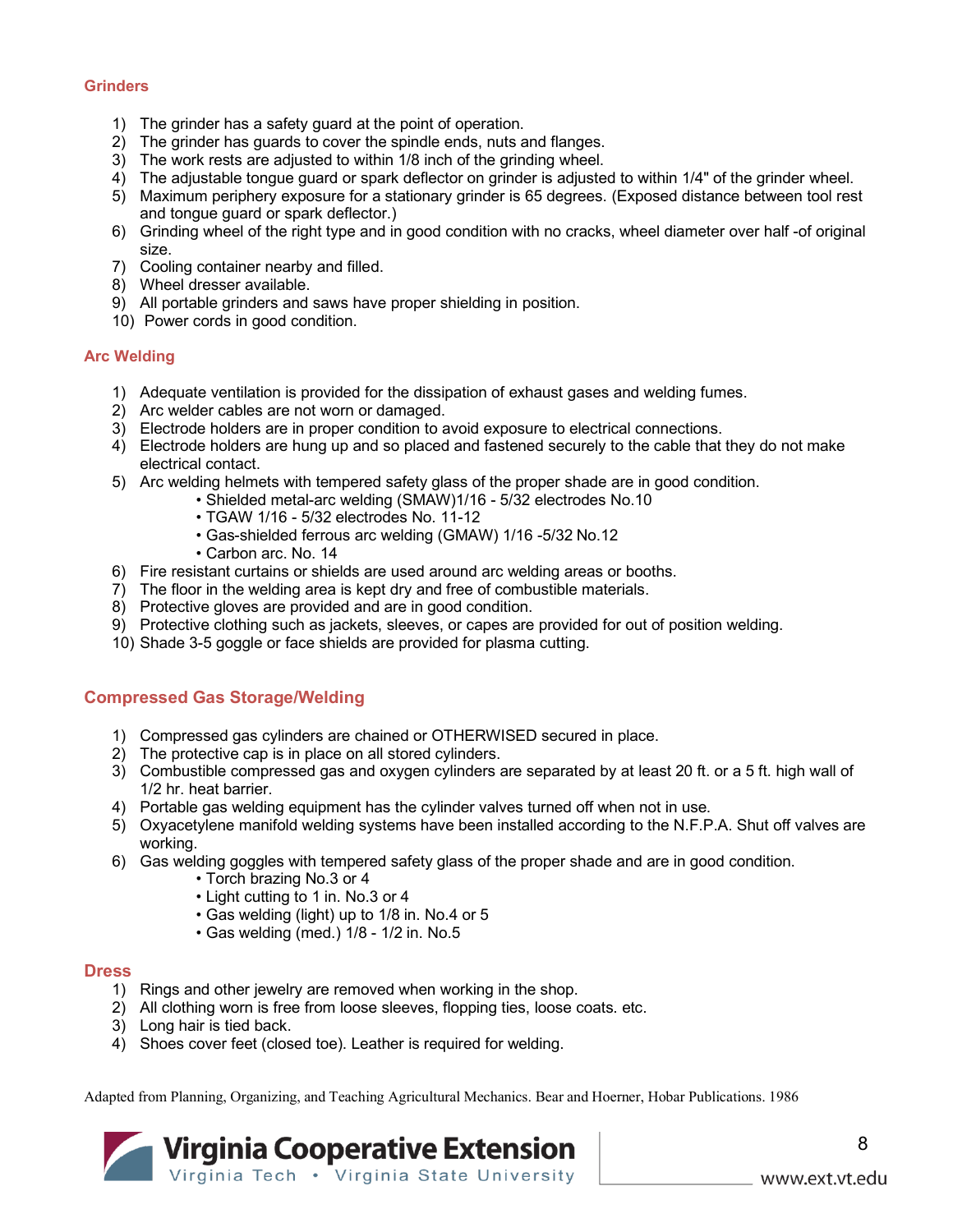### Grinders

1) The grinder has a safety guard at the point of operation.
2) The grinder has guards to cover the spindle ends, nuts and flanges.
3) The work rests are adjusted to within 1/8 inch of the grinding wheel.
4) The adjustable tongue guard or spark deflector on grinder is adjusted to within 1/4" of the grinder wheel.
5) Maximum periphery exposure for a stationary grinder is 65 degrees. (Exposed distance between tool rest and tongue guard or spark deflector.)
6) Grinding wheel of the right type and in good condition with no cracks, wheel diameter over half -of original size.
7) Cooling container nearby and filled.
8) Wheel dresser available.
9) All portable grinders and saws have proper shielding in position.
10) Power cords in good condition.

### Arc Welding

1) Adequate ventilation is provided for the dissipation of exhaust gases and welding fumes.
2) Arc welder cables are not worn or damaged.
3) Electrode holders are in proper condition to avoid exposure to electrical connections.
4) Electrode holders are hung up and so placed and fastened securely to the cable that they do not make electrical contact.
5) Arc welding helmets with tempered safety glass of the proper shade are in good condition.
   - Shielded metal-arc welding (SMAW)1/16 - 5/32 electrodes No.10
   - TGAW 1/16 - 5/32 electrodes No. 11-12
   - Gas-shielded ferrous arc welding (GMAW) 1/16 -5/32 No.12
   - Carbon arc. No. 14
6) Fire resistant curtains or shields are used around arc welding areas or booths.
7) The floor in the welding area is kept dry and free of combustible materials.
8) Protective gloves are provided and are in good condition.
9) Protective clothing such as jackets, sleeves, or capes are provided for out of position welding.
10) Shade 3-5 goggle or face shields are provided for plasma cutting.

### Compressed Gas Storage/Welding

1) Compressed gas cylinders are chained or OTHERWISED secured in place.
2) The protective cap is in place on all stored cylinders.
3) Combustible compressed gas and oxygen cylinders are separated by at least 20 ft. or a 5 ft. high wall of 1/2 hr. heat barrier.
4) Portable gas welding equipment has the cylinder valves turned off when not in use.
5) Oxyacetylene manifold welding systems have been installed according to the N.F.P.A. Shut off valves are working.
6) Gas welding goggles with tempered safety glass of the proper shade and are in good condition.
   - Torch brazing No.3 or 4
   - Light cutting to 1 in. No.3 or 4
   - Gas welding (light) up to 1/8 in. No.4 or 5
   - Gas welding (med.) 1/8 - 1/2 in. No.5

### Dress

1) Rings and other jewelry are removed when working in the shop.
2) All clothing worn is free from loose sleeves, flopping ties, loose coats. etc.
3) Long hair is tied back.
4) Shoes cover feet (closed toe). Leather is required for welding.

Adapted from Planning, Organizing, and Teaching Agricultural Mechanics. Bear and Hoerner, Hobar Publications. 1986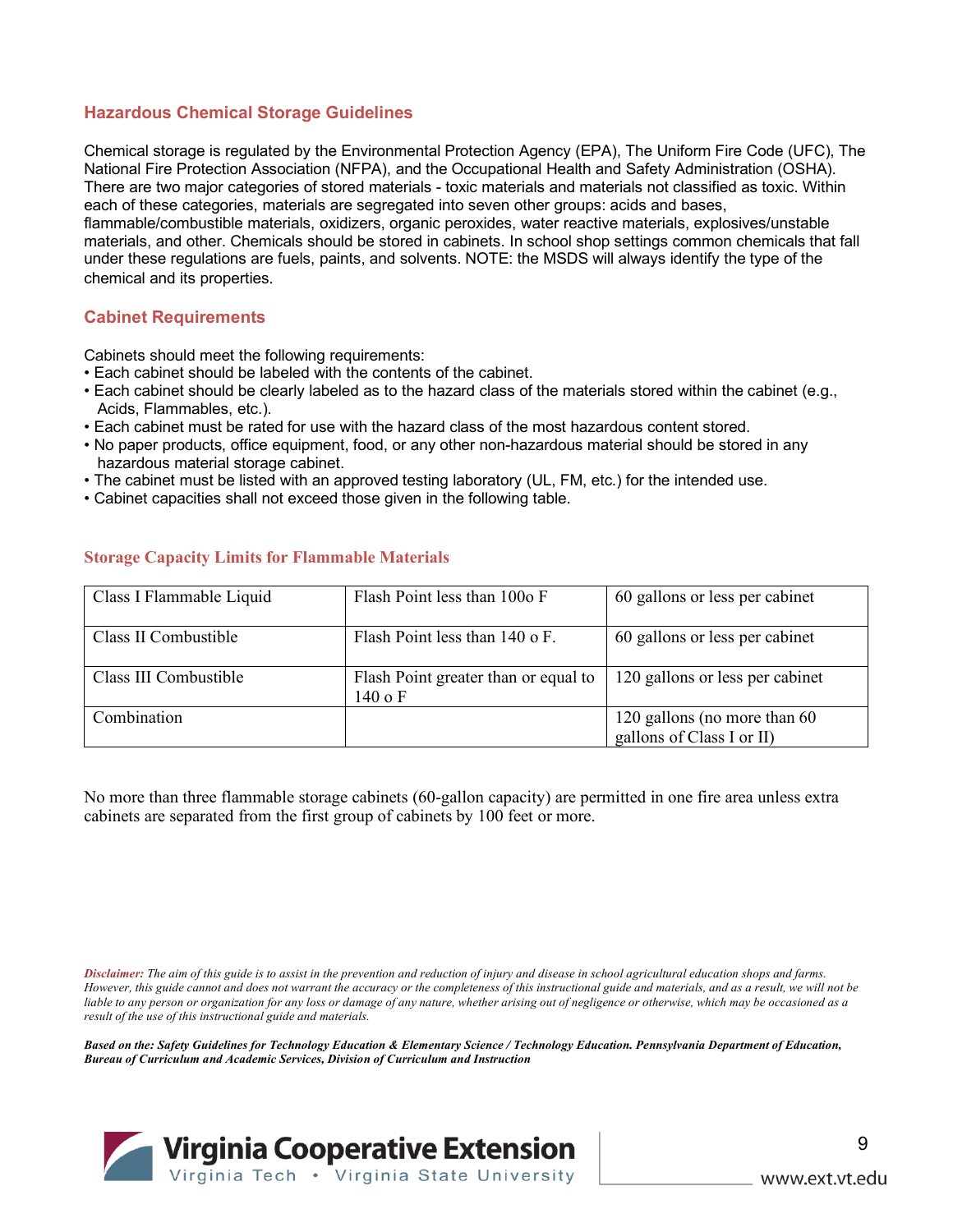## Hazardous Chemical Storage Guidelines

Chemical storage is regulated by the Environmental Protection Agency (EPA), The Uniform Fire Code (UFC), The National Fire Protection Association (NFPA), and the Occupational Health and Safety Administration (OSHA). There are two major categories of stored materials - toxic materials and materials not classified as toxic. Within each of these categories, materials are segregated into seven other groups: acids and bases, flammable/combustible materials, oxidizers, organic peroxides, water reactive materials, explosives/unstable materials, and other. Chemicals should be stored in cabinets. In school shop settings common chemicals that fall under these regulations are fuels, paints, and solvents. NOTE: the MSDS will always identify the type of the chemical and its properties.

## Cabinet Requirements

Cabinets should meet the following requirements:

- Each cabinet should be labeled with the contents of the cabinet.
- Each cabinet should be clearly labeled as to the hazard class of the materials stored within the cabinet (e.g., Acids, Flammables, etc.).
- Each cabinet must be rated for use with the hazard class of the most hazardous content stored.
- No paper products, office equipment, food, or any other non-hazardous material should be stored in any hazardous material storage cabinet.
- The cabinet must be listed with an approved testing laboratory (UL, FM, etc.) for the intended use.
- Cabinet capacities shall not exceed those given in the following table.

### Storage Capacity Limits for Flammable Materials

| | | |
|---|---|---|
| Class I Flammable Liquid | Flash Point less than 100o F | 60 gallons or less per cabinet |
| Class II Combustible | Flash Point less than 140 o F. | 60 gallons or less per cabinet |
| Class III Combustible | Flash Point greater than or equal to 140 o F | 120 gallons or less per cabinet |
| Combination | | 120 gallons (no more than 60 gallons of Class I or II) |

No more than three flammable storage cabinets (60-gallon capacity) are permitted in one fire area unless extra cabinets are separated from the first group of cabinets by 100 feet or more.

***Disclaimer:*** *The aim of this guide is to assist in the prevention and reduction of injury and disease in school agricultural education shops and farms. However, this guide cannot and does not warrant the accuracy or the completeness of this instructional guide and materials, and as a result, we will not be liable to any person or organization for any loss or damage of any nature, whether arising out of negligence or otherwise, which may be occasioned as a result of the use of this instructional guide and materials.*

***Based on the: Safety Guidelines for Technology Education & Elementary Science / Technology Education. Pennsylvania Department of Education, Bureau of Curriculum and Academic Services, Division of Curriculum and Instruction***

Virginia Cooperative Extension
Virginia Tech • Virginia State University

www.ext.vt.edu